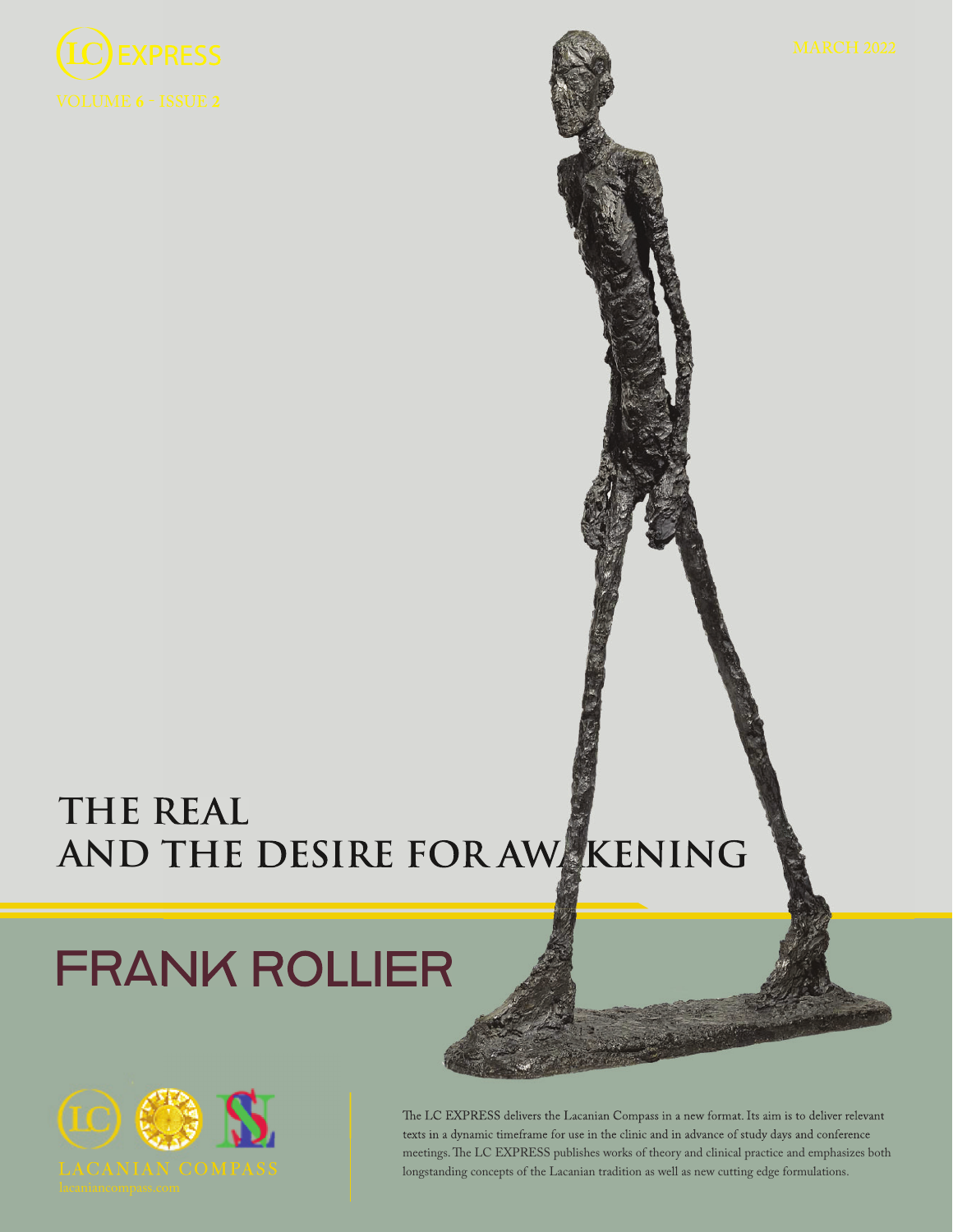LC EXPRESS

VOLUME 6 • ISSUE 2

MARCH 2022

# THE REAL AND THE DESIRE FOR AWAKENING

## FRANK ROLLIER

LACANIAN COMPASS

lacaniancompass.com

The LC EXPRESS delivers the Lacanian Compass in a new format. Its aim is to deliver relevant texts in a dynamic timeframe for use in the clinic and in advance of study days and conference meetings. The LC EXPRESS publishes works of theory and clinical practice and emphasizes both longstanding concepts of the Lacanian tradition as well as new cutting edge formulations.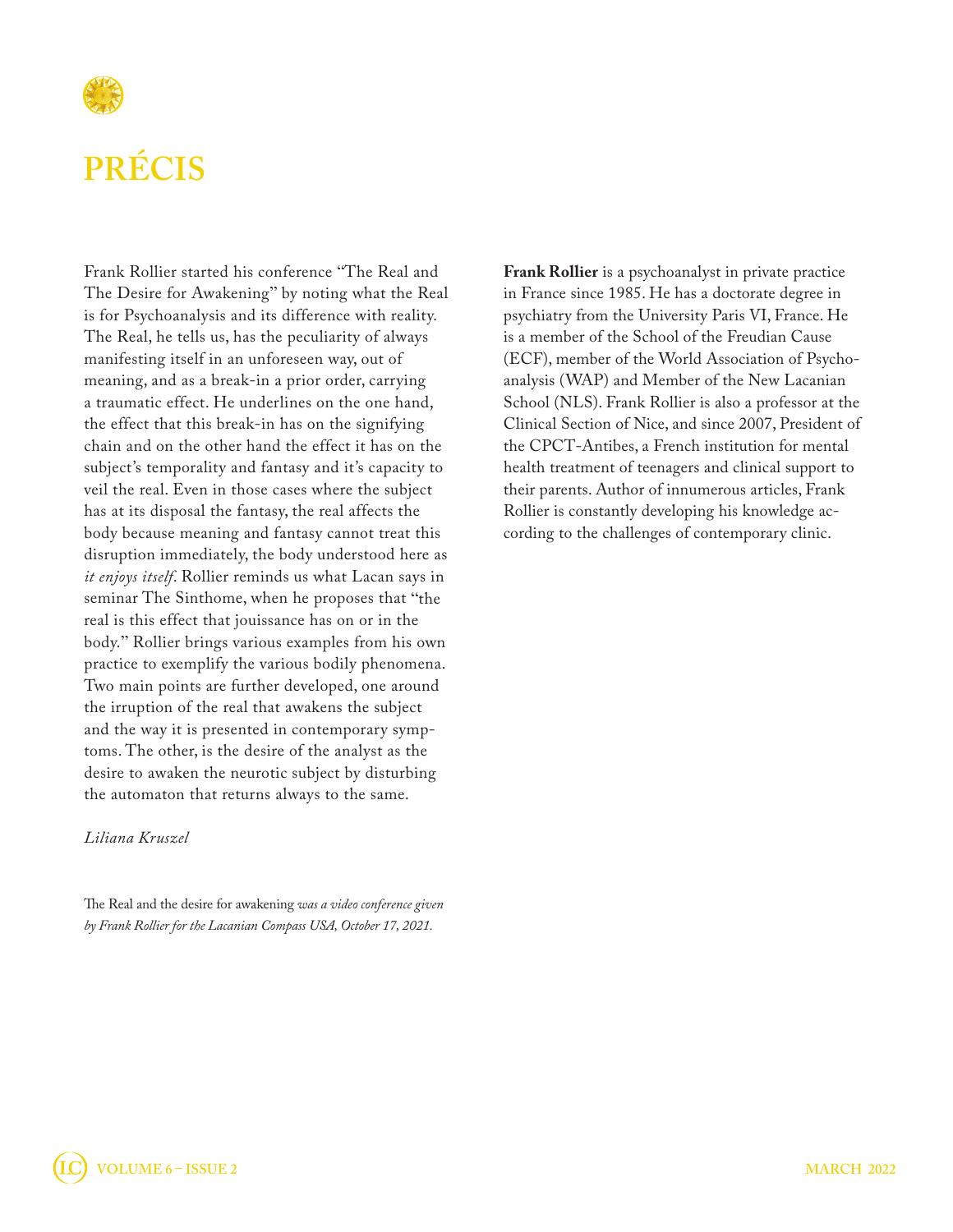# PRÉCIS

Frank Rollier started his conference "The Real and The Desire for Awakening" by noting what the Real is for Psychoanalysis and its difference with reality. The Real, he tells us, has the peculiarity of always manifesting itself in an unforeseen way, out of meaning, and as a break-in a prior order, carrying a traumatic effect. He underlines on the one hand, the effect that this break-in has on the signifying chain and on the other hand the effect it has on the subject's temporality and fantasy and it's capacity to veil the real. Even in those cases where the subject has at its disposal the fantasy, the real affects the body because meaning and fantasy cannot treat this disruption immediately, the body understood here as *it enjoys itself*. Rollier reminds us what Lacan says in seminar The Sinthome, when he proposes that "the real is this effect that jouissance has on or in the body." Rollier brings various examples from his own practice to exemplify the various bodily phenomena. Two main points are further developed, one around the irruption of the real that awakens the subject and the way it is presented in contemporary symptoms. The other, is the desire of the analyst as the desire to awaken the neurotic subject by disturbing the automaton that returns always to the same.

*Liliana Kruszel*

The Real and the desire for awakening *was a video conference given by Frank Rollier for the Lacanian Compass USA, October 17, 2021.*

**Frank Rollier** is a psychoanalyst in private practice in France since 1985. He has a doctorate degree in psychiatry from the University Paris VI, France. He is a member of the School of the Freudian Cause (ECF), member of the World Association of Psychoanalysis (WAP) and Member of the New Lacanian School (NLS). Frank Rollier is also a professor at the Clinical Section of Nice, and since 2007, President of the CPCT-Antibes, a French institution for mental health treatment of teenagers and clinical support to their parents. Author of innumerous articles, Frank Rollier is constantly developing his knowledge according to the challenges of contemporary clinic.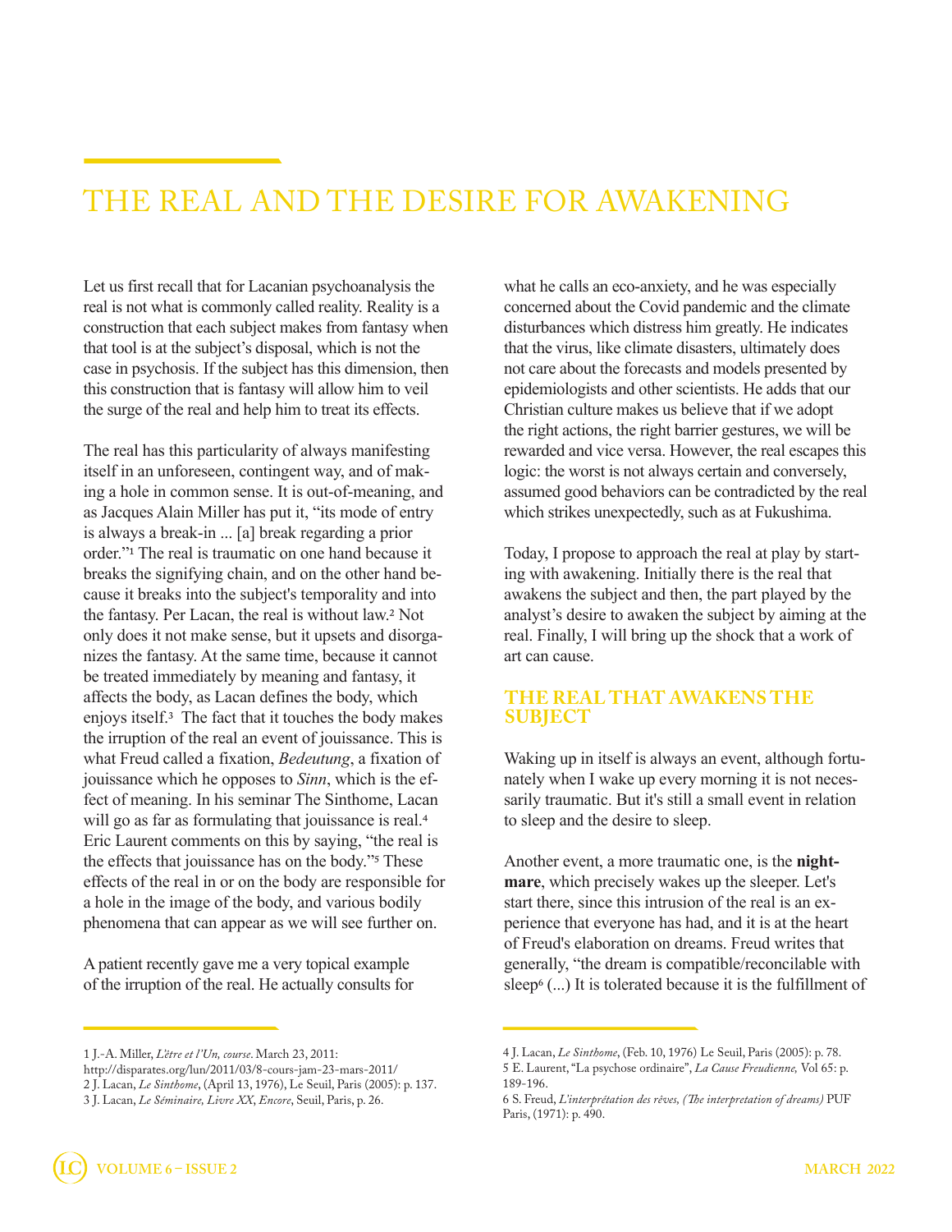# THE REAL AND THE DESIRE FOR AWAKENING

Let us first recall that for Lacanian psychoanalysis the real is not what is commonly called reality. Reality is a construction that each subject makes from fantasy when that tool is at the subject's disposal, which is not the case in psychosis. If the subject has this dimension, then this construction that is fantasy will allow him to veil the surge of the real and help him to treat its effects.

The real has this particularity of always manifesting itself in an unforeseen, contingent way, and of making a hole in common sense. It is out-of-meaning, and as Jacques Alain Miller has put it, "its mode of entry is always a break-in ... [a] break regarding a prior order."[1] The real is traumatic on one hand because it breaks the signifying chain, and on the other hand because it breaks into the subject's temporality and into the fantasy. Per Lacan, the real is without law.[2] Not only does it not make sense, but it upsets and disorganizes the fantasy. At the same time, because it cannot be treated immediately by meaning and fantasy, it affects the body, as Lacan defines the body, which enjoys itself.[3] The fact that it touches the body makes the irruption of the real an event of jouissance. This is what Freud called a fixation, *Bedeutung*, a fixation of jouissance which he opposes to *Sinn*, which is the effect of meaning. In his seminar The Sinthome, Lacan will go as far as formulating that jouissance is real.[4] Eric Laurent comments on this by saying, "the real is the effects that jouissance has on the body."[5] These effects of the real in or on the body are responsible for a hole in the image of the body, and various bodily phenomena that can appear as we will see further on.

A patient recently gave me a very topical example of the irruption of the real. He actually consults for what he calls an eco-anxiety, and he was especially concerned about the Covid pandemic and the climate disturbances which distress him greatly. He indicates that the virus, like climate disasters, ultimately does not care about the forecasts and models presented by epidemiologists and other scientists. He adds that our Christian culture makes us believe that if we adopt the right actions, the right barrier gestures, we will be rewarded and vice versa. However, the real escapes this logic: the worst is not always certain and conversely, assumed good behaviors can be contradicted by the real which strikes unexpectedly, such as at Fukushima.

Today, I propose to approach the real at play by starting with awakening. Initially there is the real that awakens the subject and then, the part played by the analyst's desire to awaken the subject by aiming at the real. Finally, I will bring up the shock that a work of art can cause.

## THE REAL THAT AWAKENS THE SUBJECT

Waking up in itself is always an event, although fortunately when I wake up every morning it is not necessarily traumatic. But it's still a small event in relation to sleep and the desire to sleep.

Another event, a more traumatic one, is the **nightmare**, which precisely wakes up the sleeper. Let's start there, since this intrusion of the real is an experience that everyone has had, and it is at the heart of Freud's elaboration on dreams. Freud writes that generally, "the dream is compatible/reconcilable with sleep[6] (...) It is tolerated because it is the fulfillment of

---

1 J.-A. Miller, *L'être et l'Un, course*. March 23, 2011: http://disparates.org/lun/2011/03/8-cours-jam-23-mars-2011/

2 J. Lacan, *Le Sinthome*, (April 13, 1976), Le Seuil, Paris (2005): p. 137.

3 J. Lacan, *Le Séminaire, Livre XX*, *Encore*, Seuil, Paris, p. 26.

4 J. Lacan, *Le Sinthome*, (Feb. 10, 1976) Le Seuil, Paris (2005): p. 78.

5 E. Laurent, "La psychose ordinaire", *La Cause Freudienne,* Vol 65: p. 189-196.

6 S. Freud, *L'interprétation des rêves, (The interpretation of dreams)* PUF Paris, (1971): p. 490.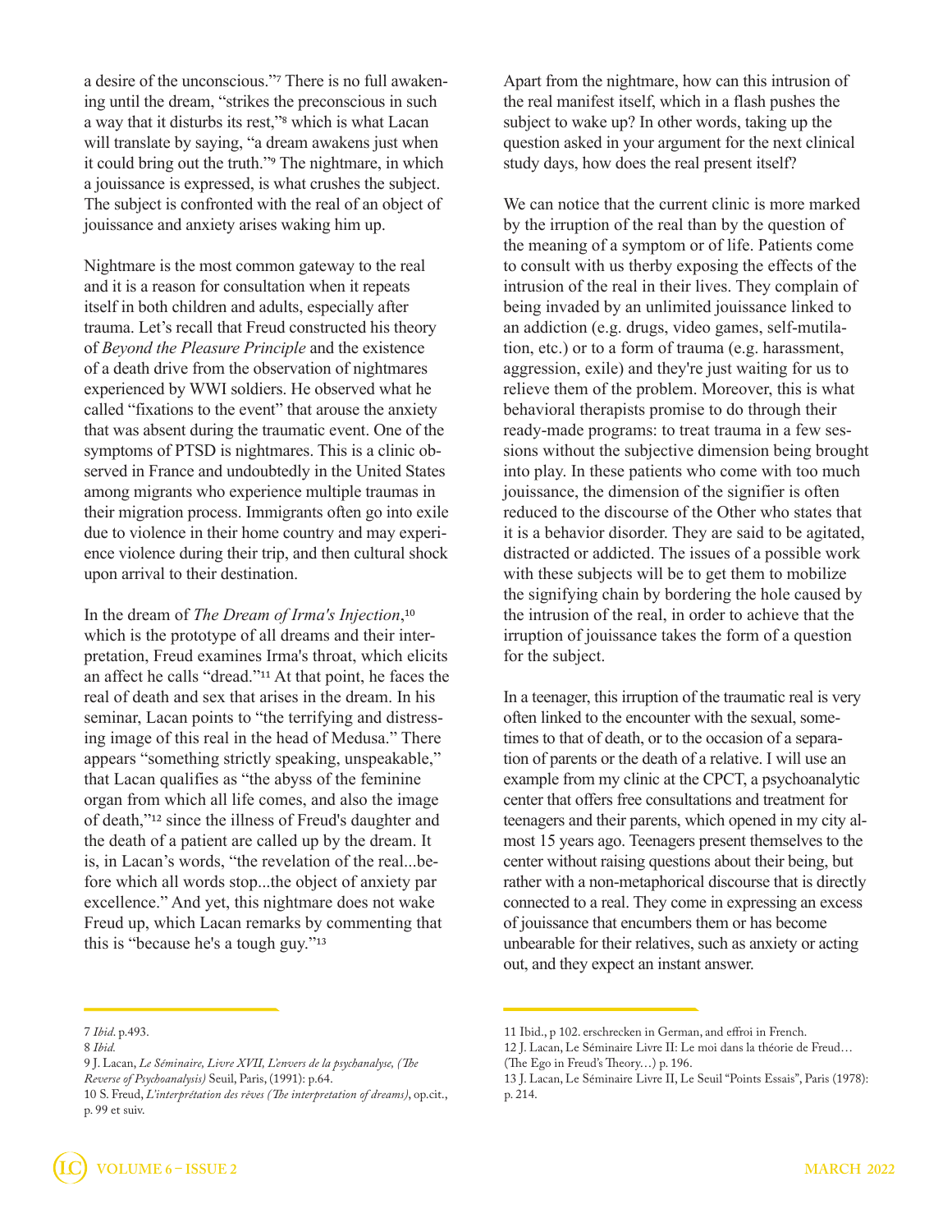a desire of the unconscious."[7] There is no full awakening until the dream, "strikes the preconscious in such a way that it disturbs its rest,"[8] which is what Lacan will translate by saying, "a dream awakens just when it could bring out the truth."[9] The nightmare, in which a jouissance is expressed, is what crushes the subject. The subject is confronted with the real of an object of jouissance and anxiety arises waking him up.

Nightmare is the most common gateway to the real and it is a reason for consultation when it repeats itself in both children and adults, especially after trauma. Let's recall that Freud constructed his theory of *Beyond the Pleasure Principle* and the existence of a death drive from the observation of nightmares experienced by WWI soldiers. He observed what he called "fixations to the event" that arouse the anxiety that was absent during the traumatic event. One of the symptoms of PTSD is nightmares. This is a clinic observed in France and undoubtedly in the United States among migrants who experience multiple traumas in their migration process. Immigrants often go into exile due to violence in their home country and may experience violence during their trip, and then cultural shock upon arrival to their destination.

In the dream of *The Dream of Irma's Injection*,[10] which is the prototype of all dreams and their interpretation, Freud examines Irma's throat, which elicits an affect he calls "dread."[11] At that point, he faces the real of death and sex that arises in the dream. In his seminar, Lacan points to "the terrifying and distressing image of this real in the head of Medusa." There appears "something strictly speaking, unspeakable," that Lacan qualifies as "the abyss of the feminine organ from which all life comes, and also the image of death,"[12] since the illness of Freud's daughter and the death of a patient are called up by the dream. It is, in Lacan's words, "the revelation of the real...before which all words stop...the object of anxiety par excellence." And yet, this nightmare does not wake Freud up, which Lacan remarks by commenting that this is "because he's a tough guy."[13]

Apart from the nightmare, how can this intrusion of the real manifest itself, which in a flash pushes the subject to wake up? In other words, taking up the question asked in your argument for the next clinical study days, how does the real present itself?

We can notice that the current clinic is more marked by the irruption of the real than by the question of the meaning of a symptom or of life. Patients come to consult with us therby exposing the effects of the intrusion of the real in their lives. They complain of being invaded by an unlimited jouissance linked to an addiction (e.g. drugs, video games, self-mutilation, etc.) or to a form of trauma (e.g. harassment, aggression, exile) and they're just waiting for us to relieve them of the problem. Moreover, this is what behavioral therapists promise to do through their ready-made programs: to treat trauma in a few sessions without the subjective dimension being brought into play. In these patients who come with too much jouissance, the dimension of the signifier is often reduced to the discourse of the Other who states that it is a behavior disorder. They are said to be agitated, distracted or addicted. The issues of a possible work with these subjects will be to get them to mobilize the signifying chain by bordering the hole caused by the intrusion of the real, in order to achieve that the irruption of jouissance takes the form of a question for the subject.

In a teenager, this irruption of the traumatic real is very often linked to the encounter with the sexual, sometimes to that of death, or to the occasion of a separation of parents or the death of a relative. I will use an example from my clinic at the CPCT, a psychoanalytic center that offers free consultations and treatment for teenagers and their parents, which opened in my city almost 15 years ago. Teenagers present themselves to the center without raising questions about their being, but rather with a non-metaphorical discourse that is directly connected to a real. They come in expressing an excess of jouissance that encumbers them or has become unbearable for their relatives, such as anxiety or acting out, and they expect an instant answer.

---

7 *Ibid*. p.493.

8 *Ibid.*

9 J. Lacan, *Le Séminaire, Livre XVII, L'envers de la psychanalyse, (The Reverse of Psychoanalysis)* Seuil, Paris, (1991): p.64.

10 S. Freud, *L'interprétation des rêves (The interpretation of dreams)*, op.cit., p. 99 et suiv.

11 Ibid., p 102. erschrecken in German, and effroi in French.

12 J. Lacan, Le Séminaire Livre II: Le moi dans la théorie de Freud… (The Ego in Freud's Theory…) p. 196.

13 J. Lacan, Le Séminaire Livre II, Le Seuil "Points Essais", Paris (1978): p. 214.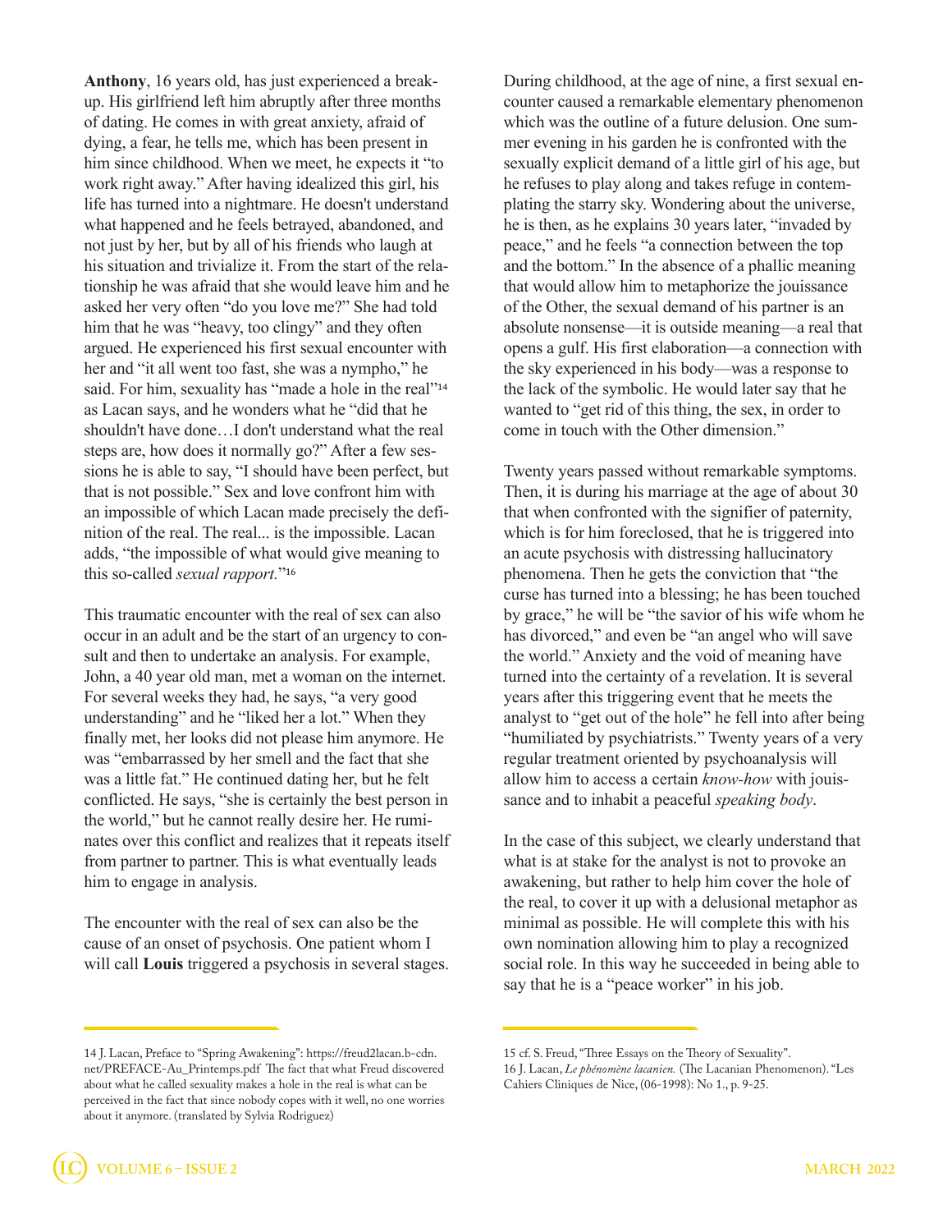**Anthony**, 16 years old, has just experienced a breakup. His girlfriend left him abruptly after three months of dating. He comes in with great anxiety, afraid of dying, a fear, he tells me, which has been present in him since childhood. When we meet, he expects it "to work right away." After having idealized this girl, his life has turned into a nightmare. He doesn't understand what happened and he feels betrayed, abandoned, and not just by her, but by all of his friends who laugh at his situation and trivialize it. From the start of the relationship he was afraid that she would leave him and he asked her very often "do you love me?" She had told him that he was "heavy, too clingy" and they often argued. He experienced his first sexual encounter with her and "it all went too fast, she was a nympho," he said. For him, sexuality has "made a hole in the real"[14] as Lacan says, and he wonders what he "did that he shouldn't have done…I don't understand what the real steps are, how does it normally go?" After a few sessions he is able to say, "I should have been perfect, but that is not possible." Sex and love confront him with an impossible of which Lacan made precisely the definition of the real. The real... is the impossible. Lacan adds, "the impossible of what would give meaning to this so-called *sexual rapport.*"[16]

This traumatic encounter with the real of sex can also occur in an adult and be the start of an urgency to consult and then to undertake an analysis. For example, John, a 40 year old man, met a woman on the internet. For several weeks they had, he says, "a very good understanding" and he "liked her a lot." When they finally met, her looks did not please him anymore. He was "embarrassed by her smell and the fact that she was a little fat." He continued dating her, but he felt conflicted. He says, "she is certainly the best person in the world," but he cannot really desire her. He ruminates over this conflict and realizes that it repeats itself from partner to partner. This is what eventually leads him to engage in analysis.

The encounter with the real of sex can also be the cause of an onset of psychosis. One patient whom I will call **Louis** triggered a psychosis in several stages. During childhood, at the age of nine, a first sexual encounter caused a remarkable elementary phenomenon which was the outline of a future delusion. One summer evening in his garden he is confronted with the sexually explicit demand of a little girl of his age, but he refuses to play along and takes refuge in contemplating the starry sky. Wondering about the universe, he is then, as he explains 30 years later, "invaded by peace," and he feels "a connection between the top and the bottom." In the absence of a phallic meaning that would allow him to metaphorize the jouissance of the Other, the sexual demand of his partner is an absolute nonsense—it is outside meaning—a real that opens a gulf. His first elaboration—a connection with the sky experienced in his body—was a response to the lack of the symbolic. He would later say that he wanted to "get rid of this thing, the sex, in order to come in touch with the Other dimension."

Twenty years passed without remarkable symptoms. Then, it is during his marriage at the age of about 30 that when confronted with the signifier of paternity, which is for him foreclosed, that he is triggered into an acute psychosis with distressing hallucinatory phenomena. Then he gets the conviction that "the curse has turned into a blessing; he has been touched by grace," he will be "the savior of his wife whom he has divorced," and even be "an angel who will save the world." Anxiety and the void of meaning have turned into the certainty of a revelation. It is several years after this triggering event that he meets the analyst to "get out of the hole" he fell into after being "humiliated by psychiatrists." Twenty years of a very regular treatment oriented by psychoanalysis will allow him to access a certain *know-how* with jouissance and to inhabit a peaceful *speaking body*.

In the case of this subject, we clearly understand that what is at stake for the analyst is not to provoke an awakening, but rather to help him cover the hole of the real, to cover it up with a delusional metaphor as minimal as possible. He will complete this with his own nomination allowing him to play a recognized social role. In this way he succeeded in being able to say that he is a "peace worker" in his job.

---

14 J. Lacan, Preface to "Spring Awakening": https://freud2lacan.b-cdn.net/PREFACE-Au_Printemps.pdf The fact that what Freud discovered about what he called sexuality makes a hole in the real is what can be perceived in the fact that since nobody copes with it well, no one worries about it anymore. (translated by Sylvia Rodriguez)

15 cf. S. Freud, "Three Essays on the Theory of Sexuality".

16 J. Lacan, *Le phénomène lacanien.* (The Lacanian Phenomenon). "Les Cahiers Cliniques de Nice, (06-1998): No 1., p. 9-25.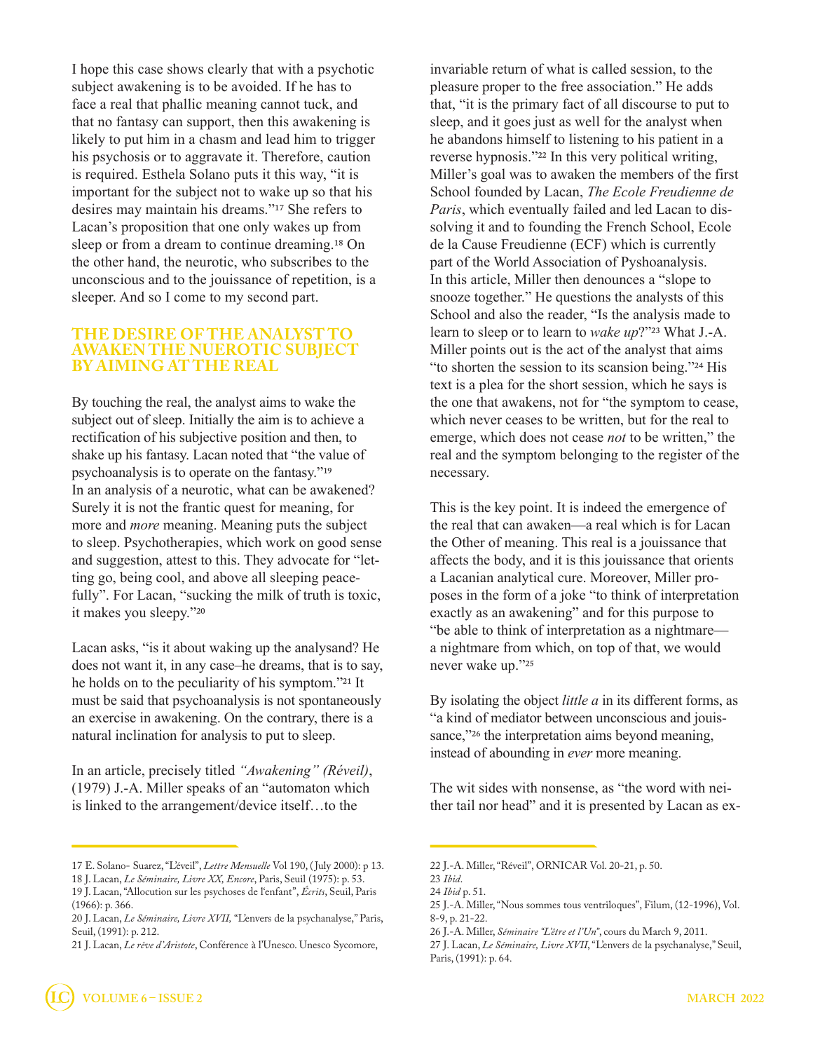I hope this case shows clearly that with a psychotic subject awakening is to be avoided. If he has to face a real that phallic meaning cannot tuck, and that no fantasy can support, then this awakening is likely to put him in a chasm and lead him to trigger his psychosis or to aggravate it. Therefore, caution is required. Esthela Solano puts it this way, "it is important for the subject not to wake up so that his desires may maintain his dreams."[17] She refers to Lacan's proposition that one only wakes up from sleep or from a dream to continue dreaming.[18] On the other hand, the neurotic, who subscribes to the unconscious and to the jouissance of repetition, is a sleeper. And so I come to my second part.

## THE DESIRE OF THE ANALYST TO AWAKEN THE NUEROTIC SUBJECT BY AIMING AT THE REAL

By touching the real, the analyst aims to wake the subject out of sleep. Initially the aim is to achieve a rectification of his subjective position and then, to shake up his fantasy. Lacan noted that "the value of psychoanalysis is to operate on the fantasy."[19] In an analysis of a neurotic, what can be awakened? Surely it is not the frantic quest for meaning, for more and *more* meaning. Meaning puts the subject to sleep. Psychotherapies, which work on good sense and suggestion, attest to this. They advocate for "letting go, being cool, and above all sleeping peacefully". For Lacan, "sucking the milk of truth is toxic, it makes you sleepy."[20]

Lacan asks, "is it about waking up the analysand? He does not want it, in any case–he dreams, that is to say, he holds on to the peculiarity of his symptom."[21] It must be said that psychoanalysis is not spontaneously an exercise in awakening. On the contrary, there is a natural inclination for analysis to put to sleep.

In an article, precisely titled *"Awakening" (Réveil)*, (1979) J.-A. Miller speaks of an "automaton which is linked to the arrangement/device itself…to the invariable return of what is called session, to the pleasure proper to the free association." He adds that, "it is the primary fact of all discourse to put to sleep, and it goes just as well for the analyst when he abandons himself to listening to his patient in a reverse hypnosis."[22] In this very political writing, Miller's goal was to awaken the members of the first School founded by Lacan, *The Ecole Freudienne de Paris*, which eventually failed and led Lacan to dissolving it and to founding the French School, Ecole de la Cause Freudienne (ECF) which is currently part of the World Association of Pyshoanalysis. In this article, Miller then denounces a "slope to snooze together." He questions the analysts of this School and also the reader, "Is the analysis made to learn to sleep or to learn to *wake up*?"[23] What J.-A. Miller points out is the act of the analyst that aims "to shorten the session to its scansion being."[24] His text is a plea for the short session, which he says is the one that awakens, not for "the symptom to cease, which never ceases to be written, but for the real to emerge, which does not cease *not* to be written," the real and the symptom belonging to the register of the necessary.

This is the key point. It is indeed the emergence of the real that can awaken—a real which is for Lacan the Other of meaning. This real is a jouissance that affects the body, and it is this jouissance that orients a Lacanian analytical cure. Moreover, Miller proposes in the form of a joke "to think of interpretation exactly as an awakening" and for this purpose to "be able to think of interpretation as a nightmare—a nightmare from which, on top of that, we would never wake up."[25]

By isolating the object *little a* in its different forms, as "a kind of mediator between unconscious and jouissance,"[26] the interpretation aims beyond meaning, instead of abounding in *ever* more meaning.

The wit sides with nonsense, as "the word with neither tail nor head" and it is presented by Lacan as ex-

---

17 E. Solano- Suarez, "L'éveil", *Lettre Mensuelle* Vol 190, (July 2000): p 13.

18 J. Lacan, *Le Séminaire, Livre XX, Encore*, Paris, Seuil (1975): p. 53.

19 J. Lacan, "Allocution sur les psychoses de l'enfant", *Écrits*, Seuil, Paris (1966): p. 366.

20 J. Lacan, *Le Séminaire, Livre XVII,* "L'envers de la psychanalyse," Paris, Seuil, (1991): p. 212.

21 J. Lacan, *Le rêve d'Aristote*, Conférence à l'Unesco. Unesco Sycomore,

22 J.-A. Miller, "Réveil", ORNICAR Vol. 20-21, p. 50.

23 *Ibid*.

24 *Ibid* p. 51.

25 J.-A. Miller, "Nous sommes tous ventriloques", Filum, (12-1996), Vol. 8-9, p. 21-22.

26 J.-A. Miller, *Séminaire "L'être et l'Un"*, cours du March 9, 2011.

27 J. Lacan, *Le Séminaire, Livre XVII*, "L'envers de la psychanalyse," Seuil, Paris, (1991): p. 64.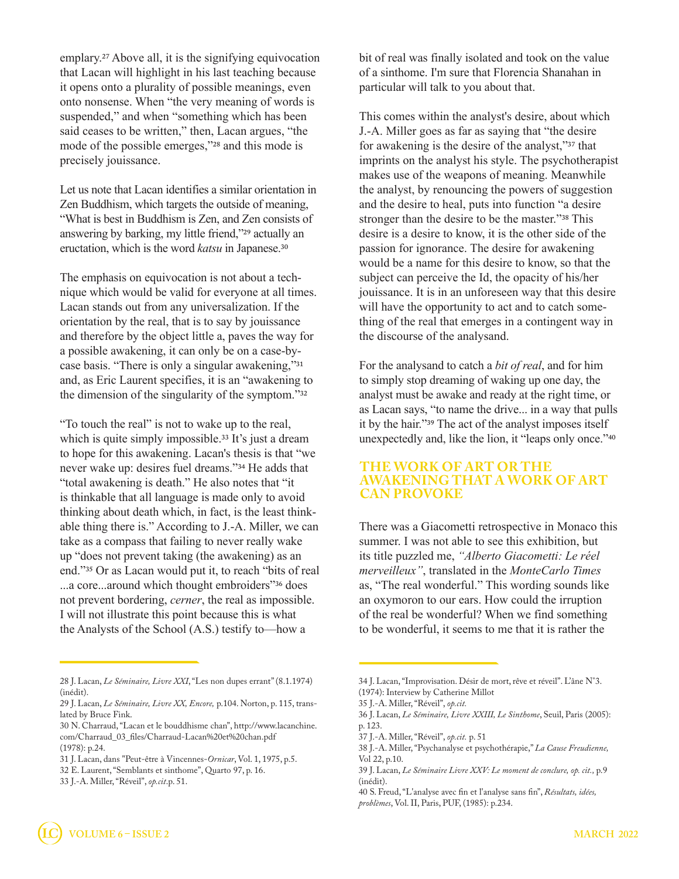emplary.[27] Above all, it is the signifying equivocation that Lacan will highlight in his last teaching because it opens onto a plurality of possible meanings, even onto nonsense. When "the very meaning of words is suspended," and when "something which has been said ceases to be written," then, Lacan argues, "the mode of the possible emerges,"[28] and this mode is precisely jouissance.

Let us note that Lacan identifies a similar orientation in Zen Buddhism, which targets the outside of meaning, "What is best in Buddhism is Zen, and Zen consists of answering by barking, my little friend,"[29] actually an eructation, which is the word *katsu* in Japanese.[30]

The emphasis on equivocation is not about a technique which would be valid for everyone at all times. Lacan stands out from any universalization. If the orientation by the real, that is to say by jouissance and therefore by the object little a, paves the way for a possible awakening, it can only be on a case-by-case basis. "There is only a singular awakening,"[31] and, as Eric Laurent specifies, it is an "awakening to the dimension of the singularity of the symptom."[32]

"To touch the real" is not to wake up to the real, which is quite simply impossible.[33] It's just a dream to hope for this awakening. Lacan's thesis is that "we never wake up: desires fuel dreams."[34] He adds that "total awakening is death." He also notes that "it is thinkable that all language is made only to avoid thinking about death which, in fact, is the least thinkable thing there is." According to J.-A. Miller, we can take as a compass that failing to never really wake up "does not prevent taking (the awakening) as an end."[35] Or as Lacan would put it, to reach "bits of real ...a core...around which thought embroiders"[36] does not prevent bordering, *cerner*, the real as impossible. I will not illustrate this point because this is what the Analysts of the School (A.S.) testify to—how a bit of real was finally isolated and took on the value of a sinthome. I'm sure that Florencia Shanahan in particular will talk to you about that.

This comes within the analyst's desire, about which J.-A. Miller goes as far as saying that "the desire for awakening is the desire of the analyst,"[37] that imprints on the analyst his style. The psychotherapist makes use of the weapons of meaning. Meanwhile the analyst, by renouncing the powers of suggestion and the desire to heal, puts into function "a desire stronger than the desire to be the master."[38] This desire is a desire to know, it is the other side of the passion for ignorance. The desire for awakening would be a name for this desire to know, so that the subject can perceive the Id, the opacity of his/her jouissance. It is in an unforeseen way that this desire will have the opportunity to act and to catch something of the real that emerges in a contingent way in the discourse of the analysand.

For the analysand to catch a *bit of real*, and for him to simply stop dreaming of waking up one day, the analyst must be awake and ready at the right time, or as Lacan says, "to name the drive... in a way that pulls it by the hair."[39] The act of the analyst imposes itself unexpectedly and, like the lion, it "leaps only once."[40]

## THE WORK OF ART OR THE AWAKENING THAT A WORK OF ART CAN PROVOKE

There was a Giacometti retrospective in Monaco this summer. I was not able to see this exhibition, but its title puzzled me, *"Alberto Giacometti: Le réel merveilleux"*, translated in the *MonteCarlo Times* as, "The real wonderful." This wording sounds like an oxymoron to our ears. How could the irruption of the real be wonderful? When we find something to be wonderful, it seems to me that it is rather the

---

28 J. Lacan, *Le Séminaire, Livre XXI*, "Les non dupes errant" (8.1.1974) (inédit).

29 J. Lacan, *Le Séminaire, Livre XX, Encore,* p.104. Norton, p. 115, translated by Bruce Fink.

30 N. Charraud, "Lacan et le bouddhisme chan", http://www.lacanchine.com/Charraud_03_files/Charraud-Lacan%20et%20chan.pdf (1978): p.24.

31 J. Lacan, dans "Peut-être à Vincennes-*Ornicar*, Vol. 1, 1975, p.5.

32 E. Laurent, "Semblants et sinthome", Quarto 97, p. 16.

33 J.-A. Miller, "Réveil", *op.cit*.p. 51.

34 J. Lacan, "Improvisation. Désir de mort, rêve et réveil". L'âne N°3. (1974): Interview by Catherine Millot

35 J.-A. Miller, "Réveil", *op.cit.*

36 J. Lacan, *Le Séminaire, Livre XXIII, Le Sinthome*, Seuil, Paris (2005): p. 123.

37 J.-A. Miller, "Réveil", *op.cit.* p. 51

38 J.-A. Miller, "Psychanalyse et psychothérapie," *La Cause Freudienne,* Vol 22, p.10.

39 J. Lacan, *Le Séminaire Livre XXV: Le moment de conclure, op. cit.,* p.9 (inédit).

40 S. Freud, "L'analyse avec fin et l'analyse sans fin", *Résultats, idées, problèmes*, Vol. II, Paris, PUF, (1985): p.234.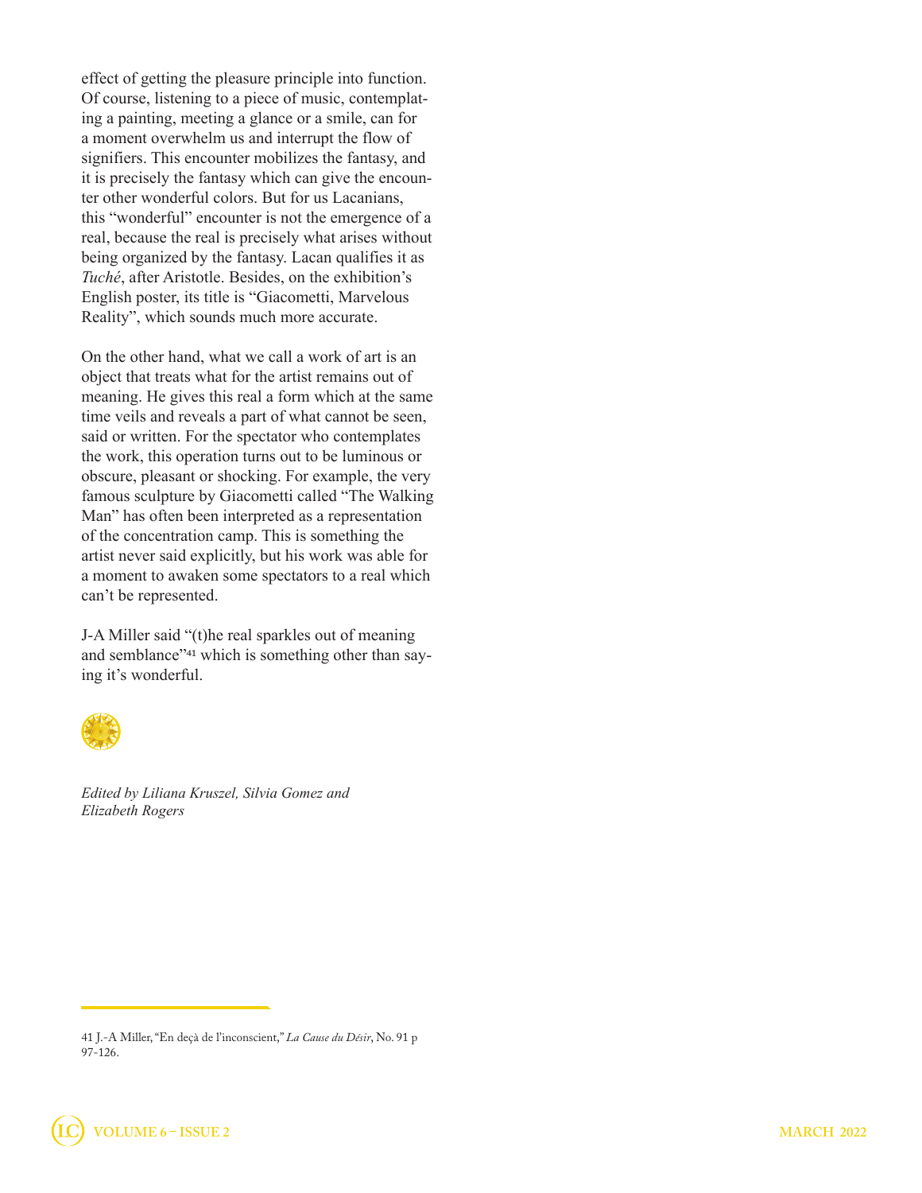effect of getting the pleasure principle into function. Of course, listening to a piece of music, contemplating a painting, meeting a glance or a smile, can for a moment overwhelm us and interrupt the flow of signifiers. This encounter mobilizes the fantasy, and it is precisely the fantasy which can give the encounter other wonderful colors. But for us Lacanians, this "wonderful" encounter is not the emergence of a real, because the real is precisely what arises without being organized by the fantasy. Lacan qualifies it as *Tuché*, after Aristotle. Besides, on the exhibition's English poster, its title is "Giacometti, Marvelous Reality", which sounds much more accurate.

On the other hand, what we call a work of art is an object that treats what for the artist remains out of meaning. He gives this real a form which at the same time veils and reveals a part of what cannot be seen, said or written. For the spectator who contemplates the work, this operation turns out to be luminous or obscure, pleasant or shocking. For example, the very famous sculpture by Giacometti called "The Walking Man" has often been interpreted as a representation of the concentration camp. This is something the artist never said explicitly, but his work was able for a moment to awaken some spectators to a real which can't be represented.

J-A Miller said "(t)he real sparkles out of meaning and semblance"[41] which is something other than saying it's wonderful.

*Edited by Liliana Kruszel, Silvia Gomez and Elizabeth Rogers*

---

41 J.-A Miller, "En deçà de l'inconscient," *La Cause du Désir*, No. 91 p 97-126.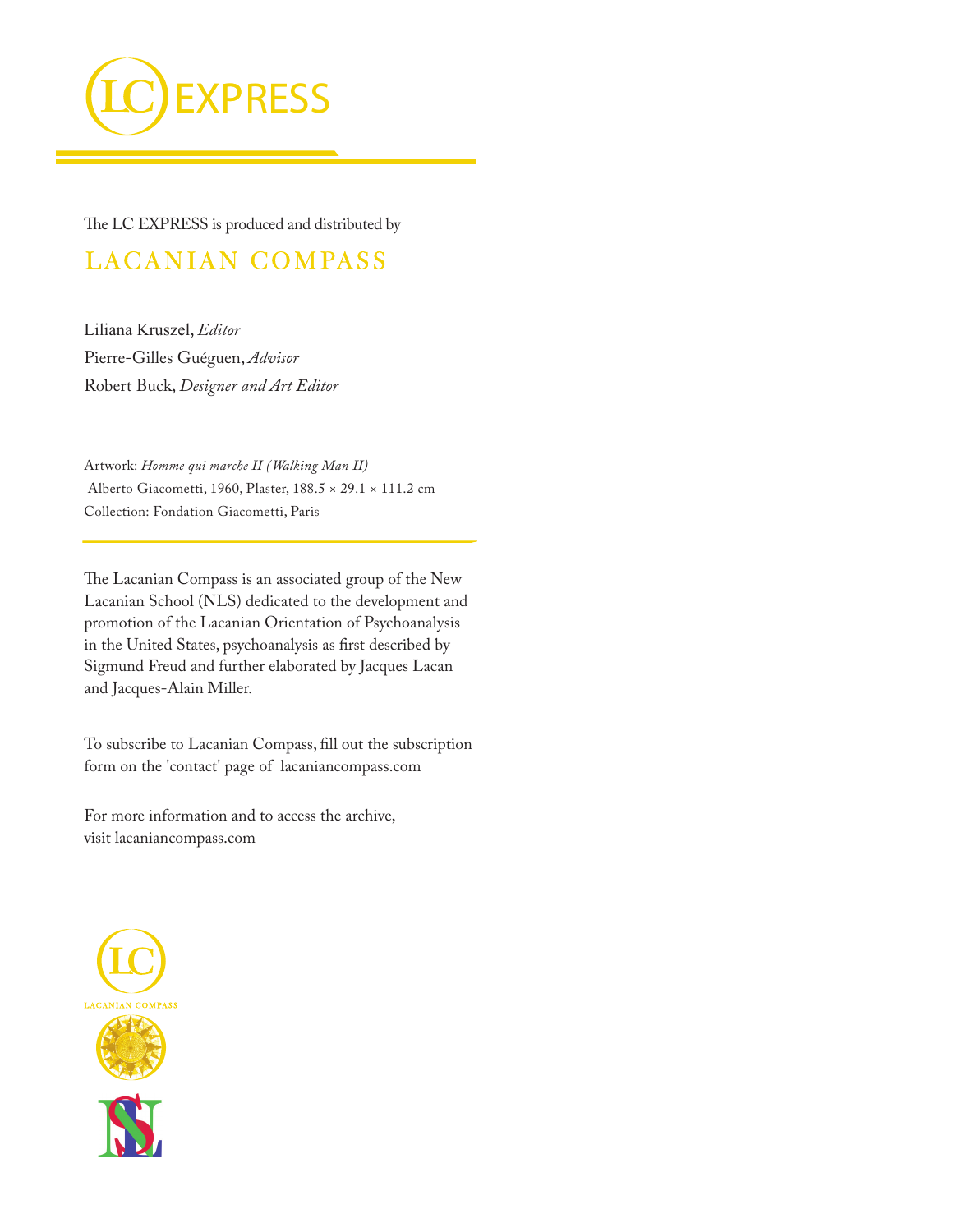# LC EXPRESS

The LC EXPRESS is produced and distributed by

## LACANIAN COMPASS

Liliana Kruszel, *Editor*
Pierre-Gilles Guéguen, *Advisor*
Robert Buck, *Designer and Art Editor*

Artwork: *Homme qui marche II (Walking Man II)*
Alberto Giacometti, 1960, Plaster, 188.5 × 29.1 × 111.2 cm
Collection: Fondation Giacometti, Paris

---

The Lacanian Compass is an associated group of the New Lacanian School (NLS) dedicated to the development and promotion of the Lacanian Orientation of Psychoanalysis in the United States, psychoanalysis as first described by Sigmund Freud and further elaborated by Jacques Lacan and Jacques-Alain Miller.

To subscribe to Lacanian Compass, fill out the subscription form on the 'contact' page of lacaniancompass.com

For more information and to access the archive, visit lacaniancompass.com

LACANIAN COMPASS